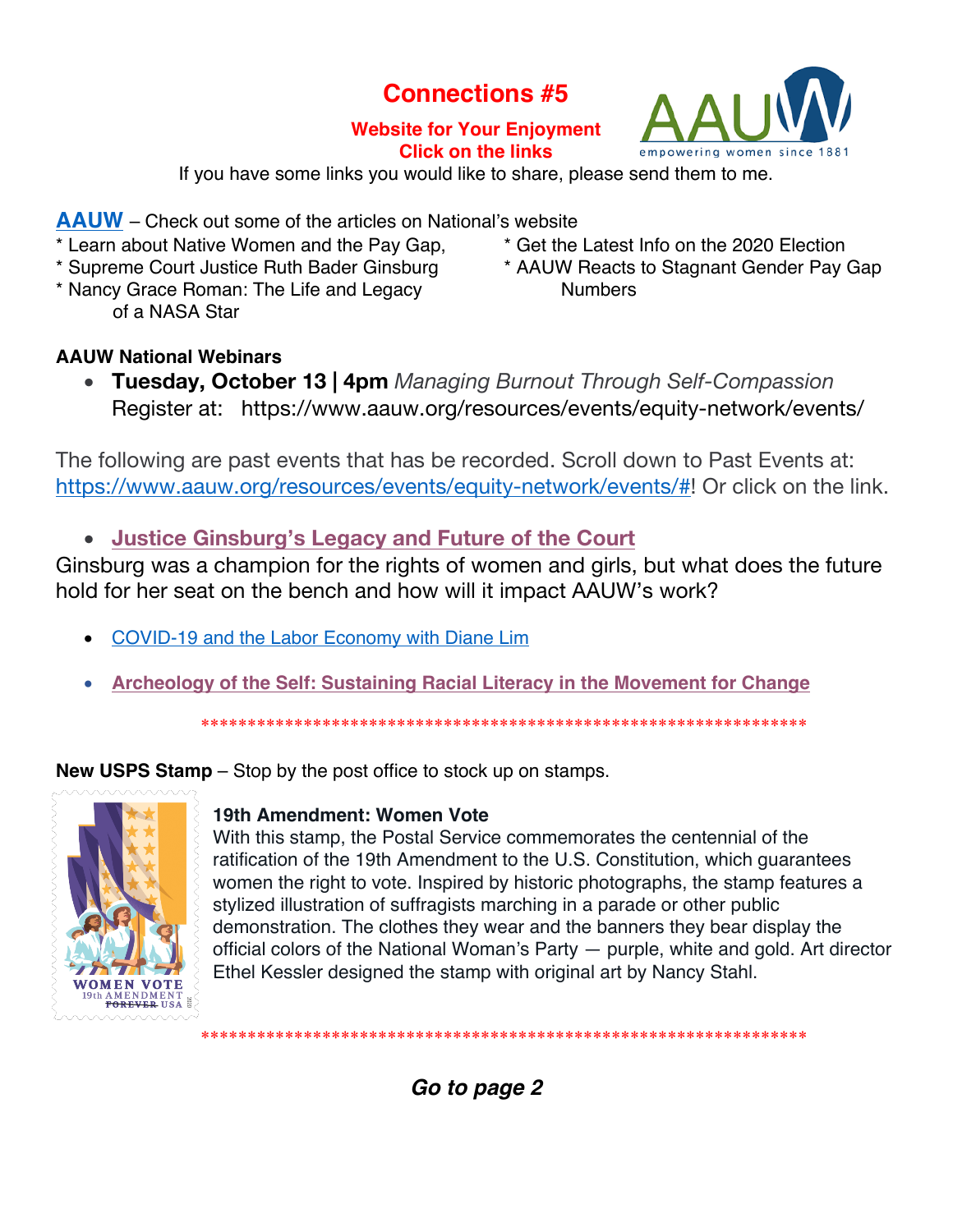# Connections #5

**Website for Your Enjoyment**
**Click on the links**

If you have some links you would like to share, please send them to me.

**AAUW** – Check out some of the articles on National's website

* Learn about Native Women and the Pay Gap,
* Supreme Court Justice Ruth Bader Ginsburg
* Nancy Grace Roman: The Life and Legacy of a NASA Star
* Get the Latest Info on the 2020 Election
* AAUW Reacts to Stagnant Gender Pay Gap Numbers

**AAUW National Webinars**

- **Tuesday, October 13 | 4pm** *Managing Burnout Through Self-Compassion*
  Register at: https://www.aauw.org/resources/events/equity-network/events/

The following are past events that has be recorded. Scroll down to Past Events at: https://www.aauw.org/resources/events/equity-network/events/#! Or click on the link.

- **Justice Ginsburg's Legacy and Future of the Court**

Ginsburg was a champion for the rights of women and girls, but what does the future hold for her seat on the bench and how will it impact AAUW's work?

- COVID-19 and the Labor Economy with Diane Lim
- **Archeology of the Self: Sustaining Racial Literacy in the Movement for Change**

******************************************************************

**New USPS Stamp** – Stop by the post office to stock up on stamps.

**19th Amendment: Women Vote**

With this stamp, the Postal Service commemorates the centennial of the ratification of the 19th Amendment to the U.S. Constitution, which guarantees women the right to vote. Inspired by historic photographs, the stamp features a stylized illustration of suffragists marching in a parade or other public demonstration. The clothes they wear and the banners they bear display the official colors of the National Woman's Party — purple, white and gold. Art director Ethel Kessler designed the stamp with original art by Nancy Stahl.

******************************************************************

***Go to page 2***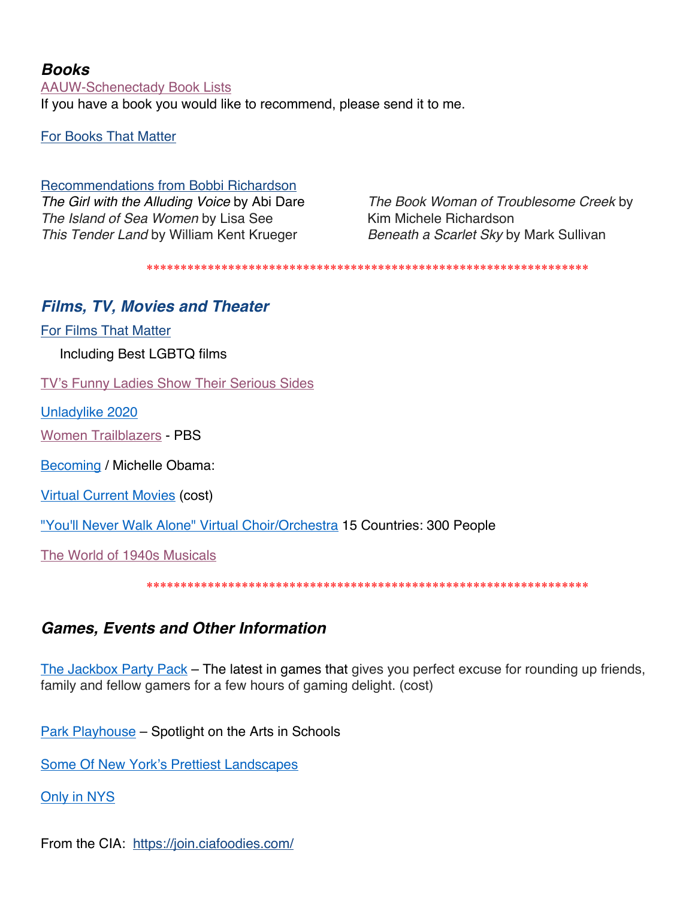### ***Books***

[AAUW-Schenectady Book Lists]
If you have a book you would like to recommend, please send it to me.

[For Books That Matter]

[Recommendations from Bobbi Richardson]

*The Girl with the Alluding Voice* by Abi Dare
*The Island of Sea Women* by Lisa See
*This Tender Land* by William Kent Krueger
*The Book Woman of Troublesome Creek* by Kim Michele Richardson
*Beneath a Scarlet Sky* by Mark Sullivan

*****************************************************************

### ***Films, TV, Movies and Theater***

[For Films That Matter]

Including Best LGBTQ films

[TV's Funny Ladies Show Their Serious Sides]

[Unladylike 2020]

[Women Trailblazers] - PBS

[Becoming] / Michelle Obama:

[Virtual Current Movies] (cost)

["You'll Never Walk Alone" Virtual Choir/Orchestra] 15 Countries: 300 People

[The World of 1940s Musicals]

*****************************************************************

### ***Games, Events and Other Information***

[The Jackbox Party Pack] – The latest in games that gives you perfect excuse for rounding up friends, family and fellow gamers for a few hours of gaming delight. (cost)

[Park Playhouse] – Spotlight on the Arts in Schools

[Some Of New York's Prettiest Landscapes]

[Only in NYS]

From the CIA: https://join.ciafoodies.com/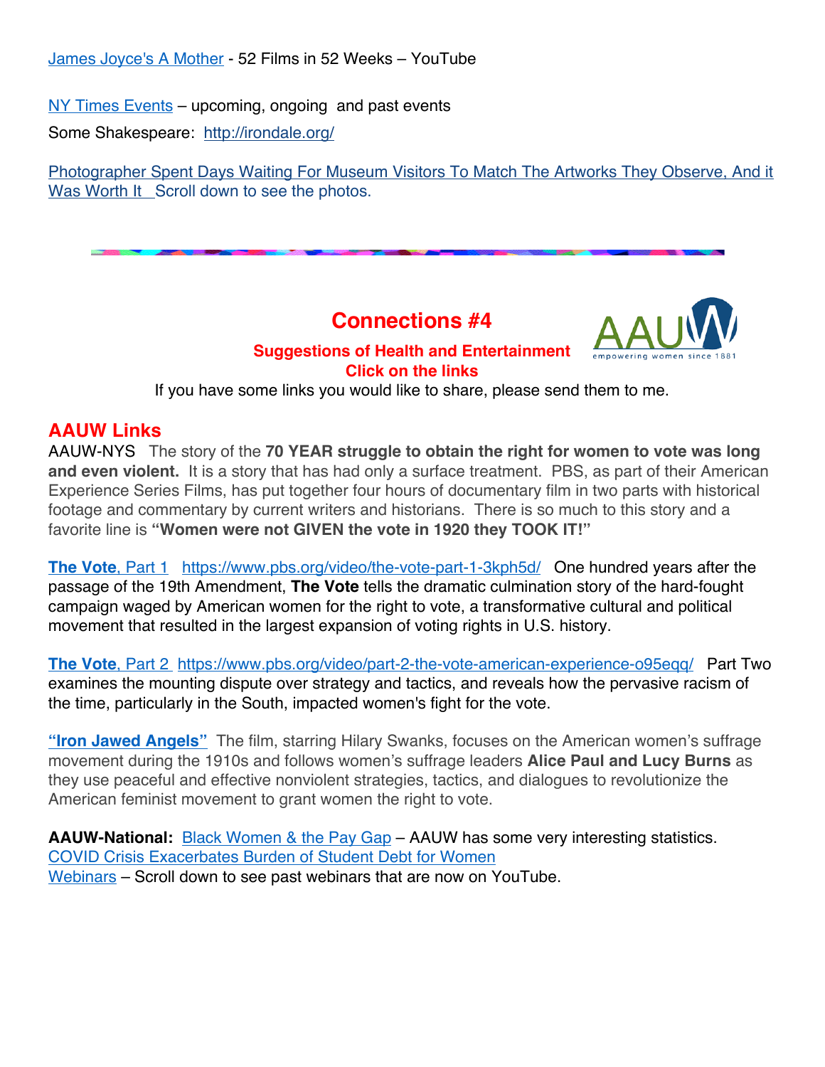James Joyce's A Mother - 52 Films in 52 Weeks – YouTube

NY Times Events – upcoming, ongoing and past events

Some Shakespeare: http://irondale.org/

Photographer Spent Days Waiting For Museum Visitors To Match The Artworks They Observe, And it Was Worth It Scroll down to see the photos.

---

# Connections #4

**Suggestions of Health and Entertainment**
**Click on the links**

If you have some links you would like to share, please send them to me.

## AAUW Links

AAUW-NYS The story of the **70 YEAR struggle to obtain the right for women to vote was long and even violent.** It is a story that has had only a surface treatment. PBS, as part of their American Experience Series Films, has put together four hours of documentary film in two parts with historical footage and commentary by current writers and historians. There is so much to this story and a favorite line is **"Women were not GIVEN the vote in 1920 they TOOK IT!"**

**The Vote**, Part 1 https://www.pbs.org/video/the-vote-part-1-3kph5d/ One hundred years after the passage of the 19th Amendment, **The Vote** tells the dramatic culmination story of the hard-fought campaign waged by American women for the right to vote, a transformative cultural and political movement that resulted in the largest expansion of voting rights in U.S. history.

**The Vote**, Part 2 https://www.pbs.org/video/part-2-the-vote-american-experience-o95eqq/ Part Two examines the mounting dispute over strategy and tactics, and reveals how the pervasive racism of the time, particularly in the South, impacted women's fight for the vote.

**"Iron Jawed Angels"** The film, starring Hilary Swanks, focuses on the American women's suffrage movement during the 1910s and follows women's suffrage leaders **Alice Paul and Lucy Burns** as they use peaceful and effective nonviolent strategies, tactics, and dialogues to revolutionize the American feminist movement to grant women the right to vote.

**AAUW-National:** Black Women & the Pay Gap – AAUW has some very interesting statistics.
COVID Crisis Exacerbates Burden of Student Debt for Women
Webinars – Scroll down to see past webinars that are now on YouTube.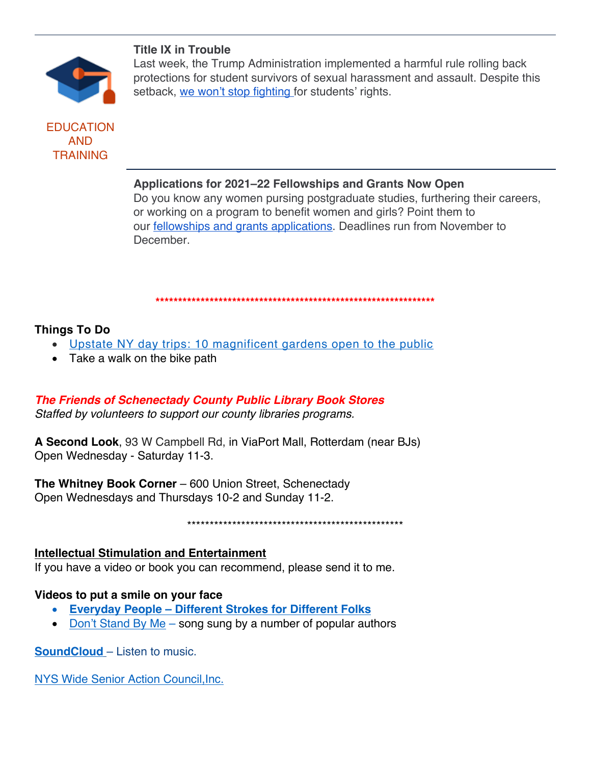EDUCATION AND TRAINING

**Title IX in Trouble**
Last week, the Trump Administration implemented a harmful rule rolling back protections for student survivors of sexual harassment and assault. Despite this setback, we won't stop fighting for students' rights.

---

**Applications for 2021–22 Fellowships and Grants Now Open**
Do you know any women pursing postgraduate studies, furthering their careers, or working on a program to benefit women and girls? Point them to our fellowships and grants applications. Deadlines run from November to December.

****************************************************************

**Things To Do**

- Upstate NY day trips: 10 magnificent gardens open to the public
- Take a walk on the bike path

***The Friends of Schenectady County Public Library Book Stores***
*Staffed by volunteers to support our county libraries programs.*

**A Second Look**, 93 W Campbell Rd, in ViaPort Mall, Rotterdam (near BJs)
Open Wednesday - Saturday 11-3.

**The Whitney Book Corner** – 600 Union Street, Schenectady
Open Wednesdays and Thursdays 10-2 and Sunday 11-2.

*************************************************

**Intellectual Stimulation and Entertainment**
If you have a video or book you can recommend, please send it to me.

**Videos to put a smile on your face**

- **Everyday People – Different Strokes for Different Folks**
- Don't Stand By Me – song sung by a number of popular authors

**SoundCloud** – Listen to music.

NYS Wide Senior Action Council,Inc.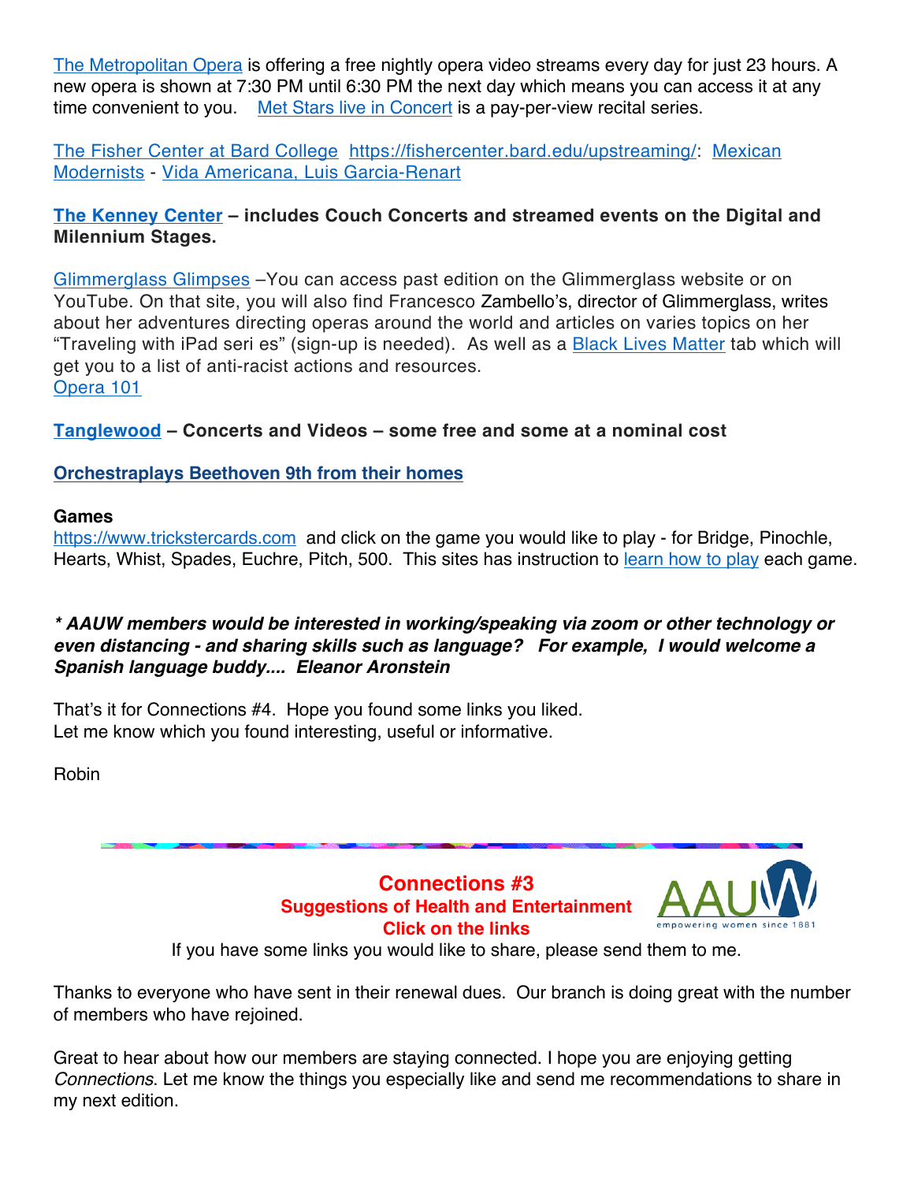The Metropolitan Opera is offering a free nightly opera video streams every day for just 23 hours. A new opera is shown at 7:30 PM until 6:30 PM the next day which means you can access it at any time convenient to you.   Met Stars live in Concert is a pay-per-view recital series.

The Fisher Center at Bard College  https://fishercenter.bard.edu/upstreaming/:  Mexican Modernists - Vida Americana, Luis Garcia-Renart

**The Kenney Center – includes Couch Concerts and streamed events on the Digital and Milennium Stages.**

Glimmerglass Glimpses –You can access past edition on the Glimmerglass website or on YouTube. On that site, you will also find Francesco Zambello's, director of Glimmerglass, writes about her adventures directing operas around the world and articles on varies topics on her "Traveling with iPad seri es" (sign-up is needed).  As well as a Black Lives Matter tab which will get you to a list of anti-racist actions and resources.
Opera 101

**Tanglewood – Concerts and Videos – some free and some at a nominal cost**

**Orchestraplays Beethoven 9th from their homes**

**Games**
https://www.trickstercards.com  and click on the game you would like to play - for Bridge, Pinochle, Hearts, Whist, Spades, Euchre, Pitch, 500.  This sites has instruction to learn how to play each game.

***\* AAUW members would be interested in working/speaking via zoom or other technology or even distancing - and sharing skills such as language?   For example,  I would welcome a Spanish language buddy....  Eleanor Aronstein***

That's it for Connections #4.  Hope you found some links you liked.
Let me know which you found interesting, useful or informative.

Robin

---

## Connections #3
### Suggestions of Health and Entertainment
### Click on the links

AAUW empowering women since 1881

If you have some links you would like to share, please send them to me.

Thanks to everyone who have sent in their renewal dues.  Our branch is doing great with the number of members who have rejoined.

Great to hear about how our members are staying connected. I hope you are enjoying getting *Connections*. Let me know the things you especially like and send me recommendations to share in my next edition.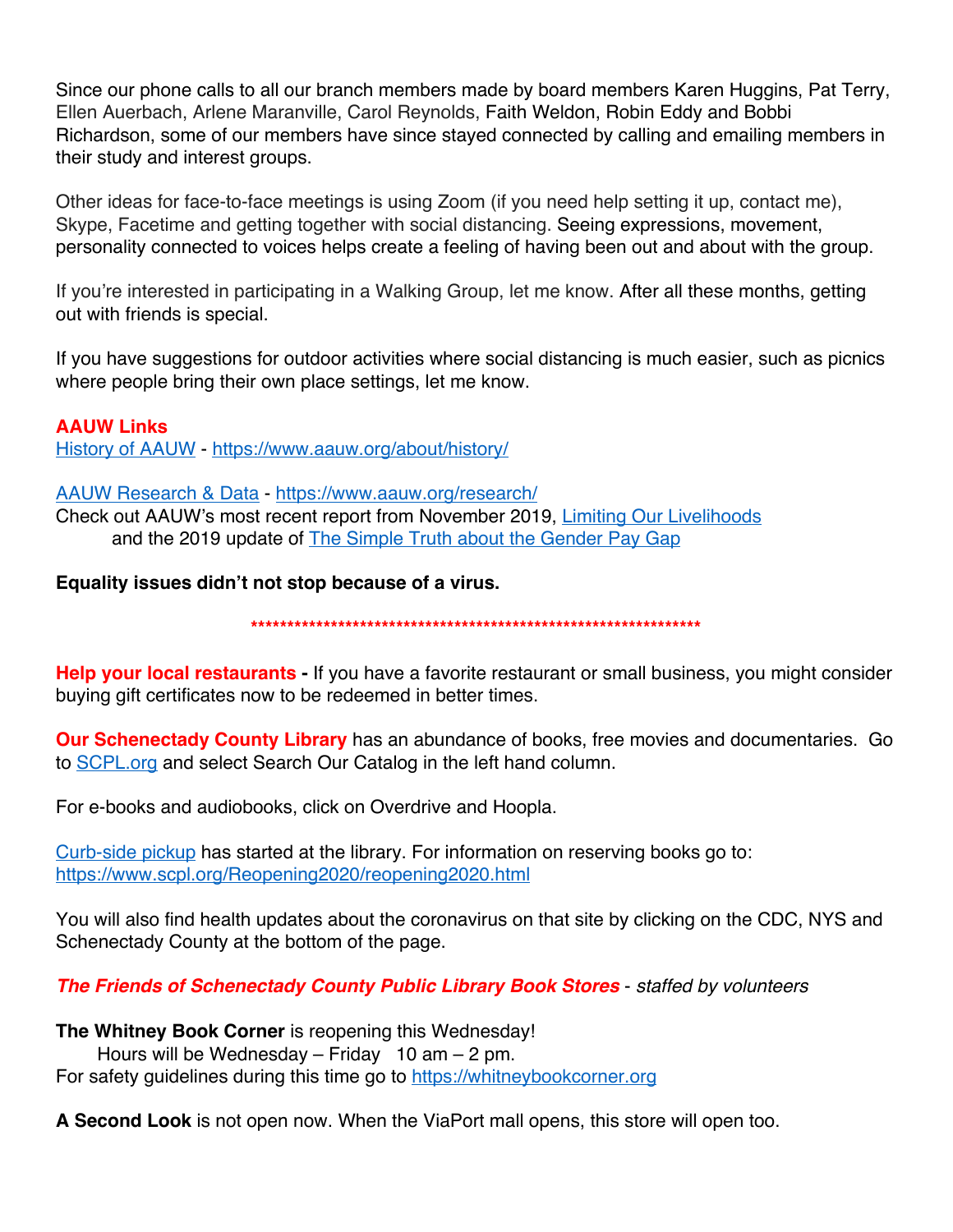Since our phone calls to all our branch members made by board members Karen Huggins, Pat Terry, Ellen Auerbach, Arlene Maranville, Carol Reynolds, Faith Weldon, Robin Eddy and Bobbi Richardson, some of our members have since stayed connected by calling and emailing members in their study and interest groups.

Other ideas for face-to-face meetings is using Zoom (if you need help setting it up, contact me), Skype, Facetime and getting together with social distancing. Seeing expressions, movement, personality connected to voices helps create a feeling of having been out and about with the group.

If you're interested in participating in a Walking Group, let me know. After all these months, getting out with friends is special.

If you have suggestions for outdoor activities where social distancing is much easier, such as picnics where people bring their own place settings, let me know.

**AAUW Links**

[History of AAUW](https://www.aauw.org/about/history/) - https://www.aauw.org/about/history/

[AAUW Research & Data](https://www.aauw.org/research/) - https://www.aauw.org/research/

Check out AAUW's most recent report from November 2019, Limiting Our Livelihoods
and the 2019 update of The Simple Truth about the Gender Pay Gap

**Equality issues didn't not stop because of a virus.**

\*\*\*\*\*\*\*\*\*\*\*\*\*\*\*\*\*\*\*\*\*\*\*\*\*\*\*\*\*\*\*\*\*\*\*\*\*\*\*\*\*\*\*\*\*\*\*\*\*\*\*\*\*\*\*\*\*\*\*\*\*\*\*\*

**Help your local restaurants -** If you have a favorite restaurant or small business, you might consider buying gift certificates now to be redeemed in better times.

**Our Schenectady County Library** has an abundance of books, free movies and documentaries. Go to SCPL.org and select Search Our Catalog in the left hand column.

For e-books and audiobooks, click on Overdrive and Hoopla.

Curb-side pickup has started at the library. For information on reserving books go to: https://www.scpl.org/Reopening2020/reopening2020.html

You will also find health updates about the coronavirus on that site by clicking on the CDC, NYS and Schenectady County at the bottom of the page.

***The Friends of Schenectady County Public Library Book Stores*** - *staffed by volunteers*

**The Whitney Book Corner** is reopening this Wednesday!
Hours will be Wednesday – Friday 10 am – 2 pm.
For safety guidelines during this time go to https://whitneybookcorner.org

**A Second Look** is not open now. When the ViaPort mall opens, this store will open too.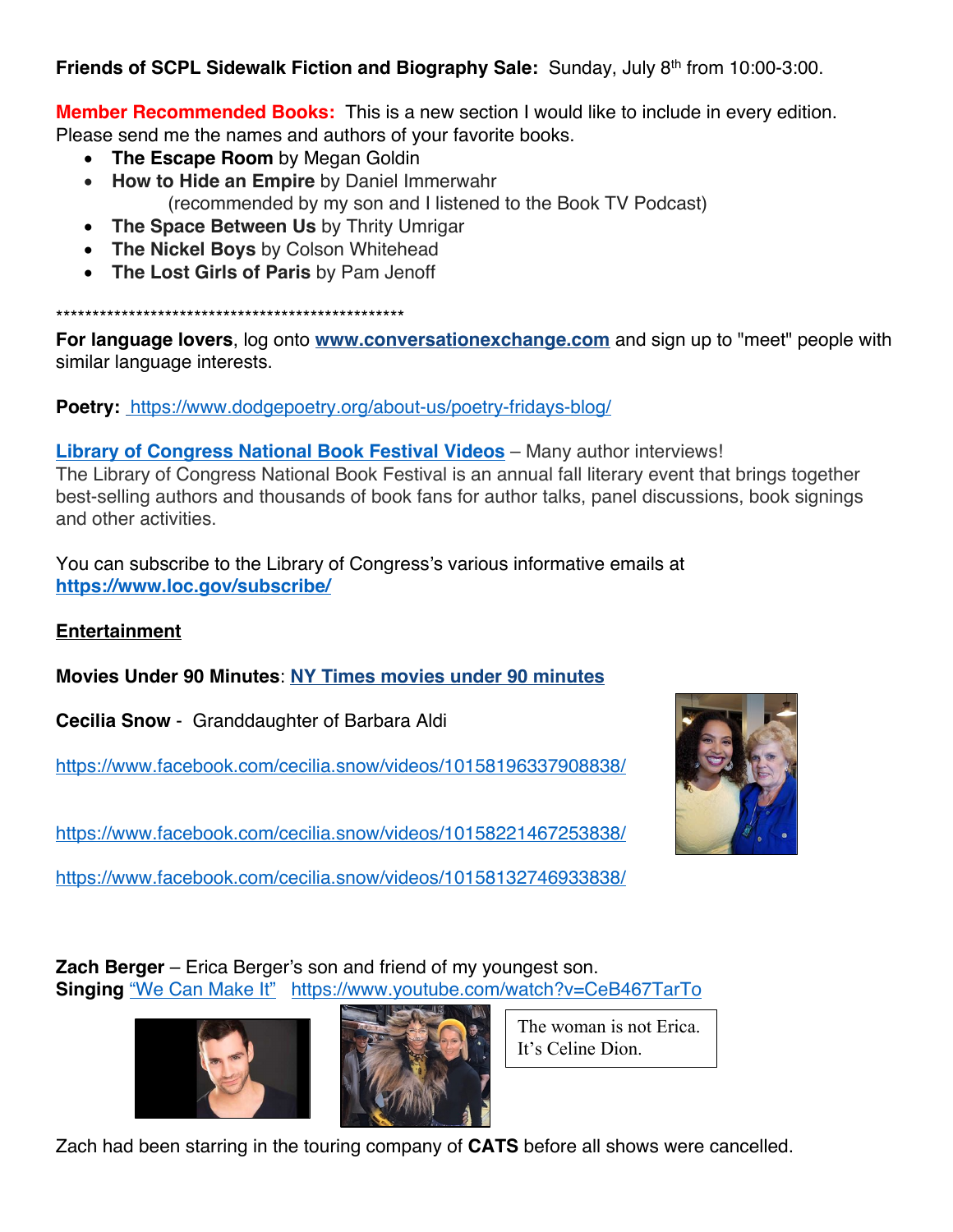**Friends of SCPL Sidewalk Fiction and Biography Sale:** Sunday, July 8th from 10:00-3:00.

**Member Recommended Books:** This is a new section I would like to include in every edition. Please send me the names and authors of your favorite books.

- **The Escape Room** by Megan Goldin
- **How to Hide an Empire** by Daniel Immerwahr
  (recommended by my son and I listened to the Book TV Podcast)
- **The Space Between Us** by Thrity Umrigar
- **The Nickel Boys** by Colson Whitehead
- **The Lost Girls of Paris** by Pam Jenoff

**************************************************

**For language lovers**, log onto **www.conversationexchange.com** and sign up to "meet" people with similar language interests.

**Poetry:** https://www.dodgepoetry.org/about-us/poetry-fridays-blog/

**Library of Congress National Book Festival Videos** – Many author interviews!
The Library of Congress National Book Festival is an annual fall literary event that brings together best-selling authors and thousands of book fans for author talks, panel discussions, book signings and other activities.

You can subscribe to the Library of Congress's various informative emails at **https://www.loc.gov/subscribe/**

**Entertainment**

**Movies Under 90 Minutes**: **NY Times movies under 90 minutes**

**Cecilia Snow** - Granddaughter of Barbara Aldi

https://www.facebook.com/cecilia.snow/videos/10158196337908838/

https://www.facebook.com/cecilia.snow/videos/10158221467253838/

https://www.facebook.com/cecilia.snow/videos/10158132746933838/

**Zach Berger** – Erica Berger's son and friend of my youngest son.
**Singing** "We Can Make It" https://www.youtube.com/watch?v=CeB467TarTo

The woman is not Erica. It's Celine Dion.

Zach had been starring in the touring company of **CATS** before all shows were cancelled.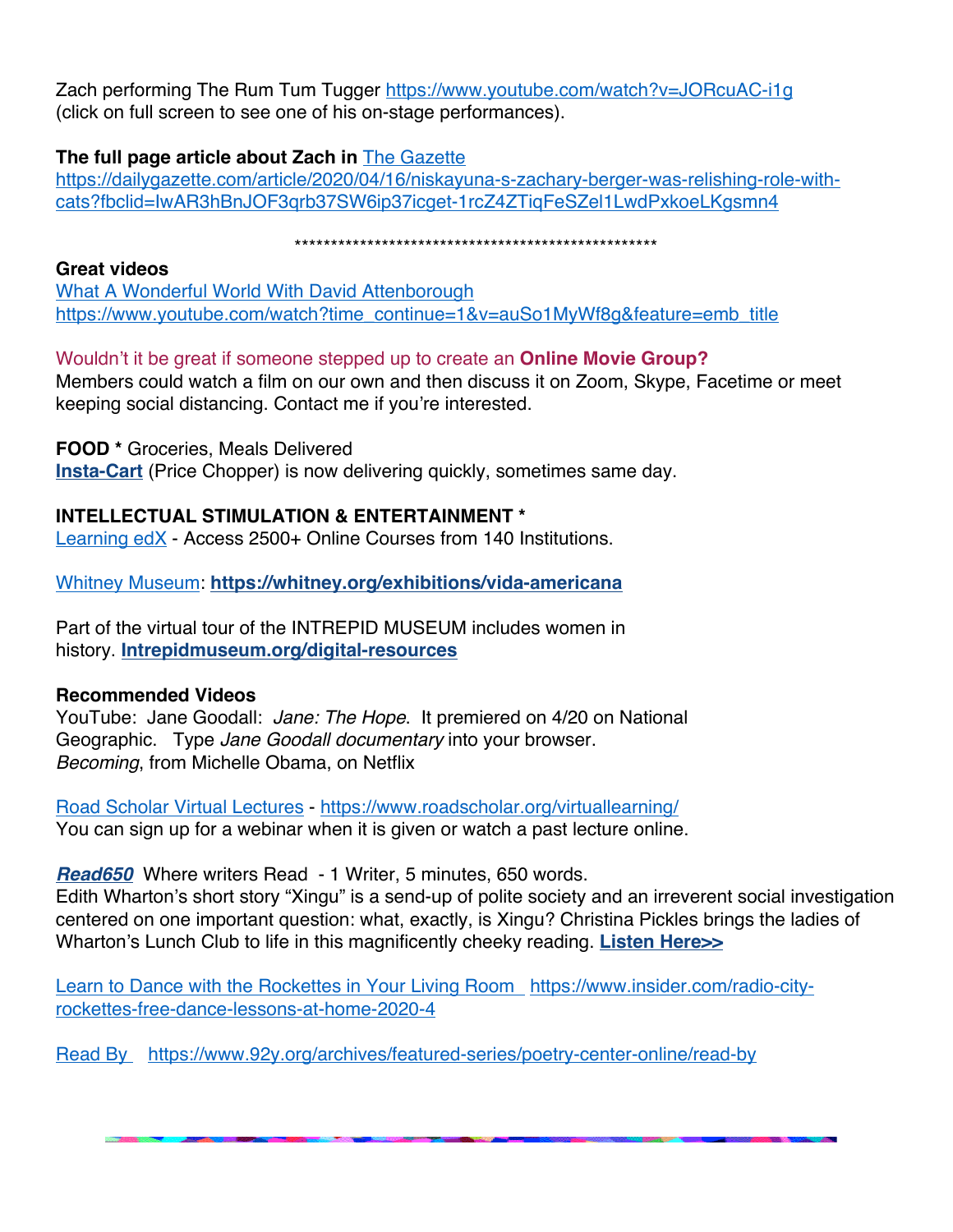Zach performing The Rum Tum Tugger https://www.youtube.com/watch?v=JORcuAC-i1g (click on full screen to see one of his on-stage performances).

**The full page article about Zach in** The Gazette
https://dailygazette.com/article/2020/04/16/niskayuna-s-zachary-berger-was-relishing-role-with-cats?fbclid=IwAR3hBnJOF3qrb37SW6ip37icget-1rcZ4ZTiqFeSZel1LwdPxkoeLKgsmn4

***************************************************

**Great videos**
What A Wonderful World With David Attenborough
https://www.youtube.com/watch?time_continue=1&v=auSo1MyWf8g&feature=emb_title

Wouldn't it be great if someone stepped up to create an **Online Movie Group?**
Members could watch a film on our own and then discuss it on Zoom, Skype, Facetime or meet keeping social distancing. Contact me if you're interested.

**FOOD *** Groceries, Meals Delivered
**Insta-Cart** (Price Chopper) is now delivering quickly, sometimes same day.

**INTELLECTUAL STIMULATION & ENTERTAINMENT ***
Learning edX - Access 2500+ Online Courses from 140 Institutions.

Whitney Museum: **https://whitney.org/exhibitions/vida-americana**

Part of the virtual tour of the INTREPID MUSEUM includes women in history. **Intrepidmuseum.org/digital-resources**

**Recommended Videos**
YouTube: Jane Goodall: *Jane: The Hope*. It premiered on 4/20 on National Geographic. Type *Jane Goodall documentary* into your browser.
*Becoming*, from Michelle Obama, on Netflix

Road Scholar Virtual Lectures - https://www.roadscholar.org/virtuallearning/
You can sign up for a webinar when it is given or watch a past lecture online.

***Read650*** Where writers Read - 1 Writer, 5 minutes, 650 words.
Edith Wharton's short story "Xingu" is a send-up of polite society and an irreverent social investigation centered on one important question: what, exactly, is Xingu? Christina Pickles brings the ladies of Wharton's Lunch Club to life in this magnificently cheeky reading. **Listen Here>>**

Learn to Dance with the Rockettes in Your Living Room https://www.insider.com/radio-city-rockettes-free-dance-lessons-at-home-2020-4

Read By https://www.92y.org/archives/featured-series/poetry-center-online/read-by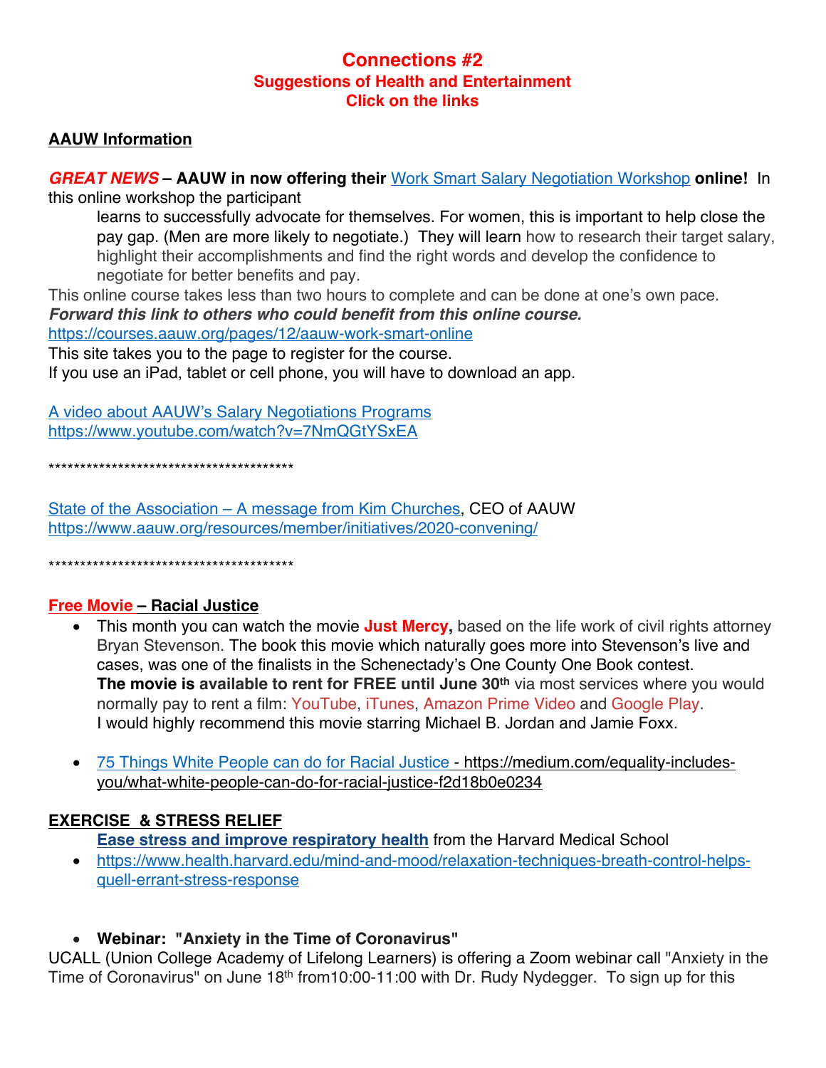# Connections #2

## Suggestions of Health and Entertainment

## Click on the links

**AAUW Information**

***GREAT NEWS*** **– AAUW in now offering their** Work Smart Salary Negotiation Workshop **online!** In this online workshop the participant

> learns to successfully advocate for themselves. For women, this is important to help close the pay gap. (Men are more likely to negotiate.) They will learn how to research their target salary, highlight their accomplishments and find the right words and develop the confidence to negotiate for better benefits and pay.

This online course takes less than two hours to complete and can be done at one's own pace.
***Forward this link to others who could benefit from this online course.***
https://courses.aauw.org/pages/12/aauw-work-smart-online
This site takes you to the page to register for the course.
If you use an iPad, tablet or cell phone, you will have to download an app.

A video about AAUW's Salary Negotiations Programs
https://www.youtube.com/watch?v=7NmQGtYSxEA

***************************************

State of the Association – A message from Kim Churches, CEO of AAUW
https://www.aauw.org/resources/member/initiatives/2020-convening/

***************************************

**Free Movie – Racial Justice**

- This month you can watch the movie **Just Mercy,** based on the life work of civil rights attorney Bryan Stevenson. The book this movie which naturally goes more into Stevenson's live and cases, was one of the finalists in the Schenectady's One County One Book contest.
  **The movie is available to rent for FREE until June 30th** via most services where you would normally pay to rent a film: YouTube, iTunes, Amazon Prime Video and Google Play.
  I would highly recommend this movie starring Michael B. Jordan and Jamie Foxx.

- 75 Things White People can do for Racial Justice - https://medium.com/equality-includes-you/what-white-people-can-do-for-racial-justice-f2d18b0e0234

**EXERCISE & STRESS RELIEF**

**Ease stress and improve respiratory health** from the Harvard Medical School

- https://www.health.harvard.edu/mind-and-mood/relaxation-techniques-breath-control-helps-quell-errant-stress-response

- **Webinar: "Anxiety in the Time of Coronavirus"**

UCALL (Union College Academy of Lifelong Learners) is offering a Zoom webinar call "Anxiety in the Time of Coronavirus" on June 18th from10:00-11:00 with Dr. Rudy Nydegger. To sign up for this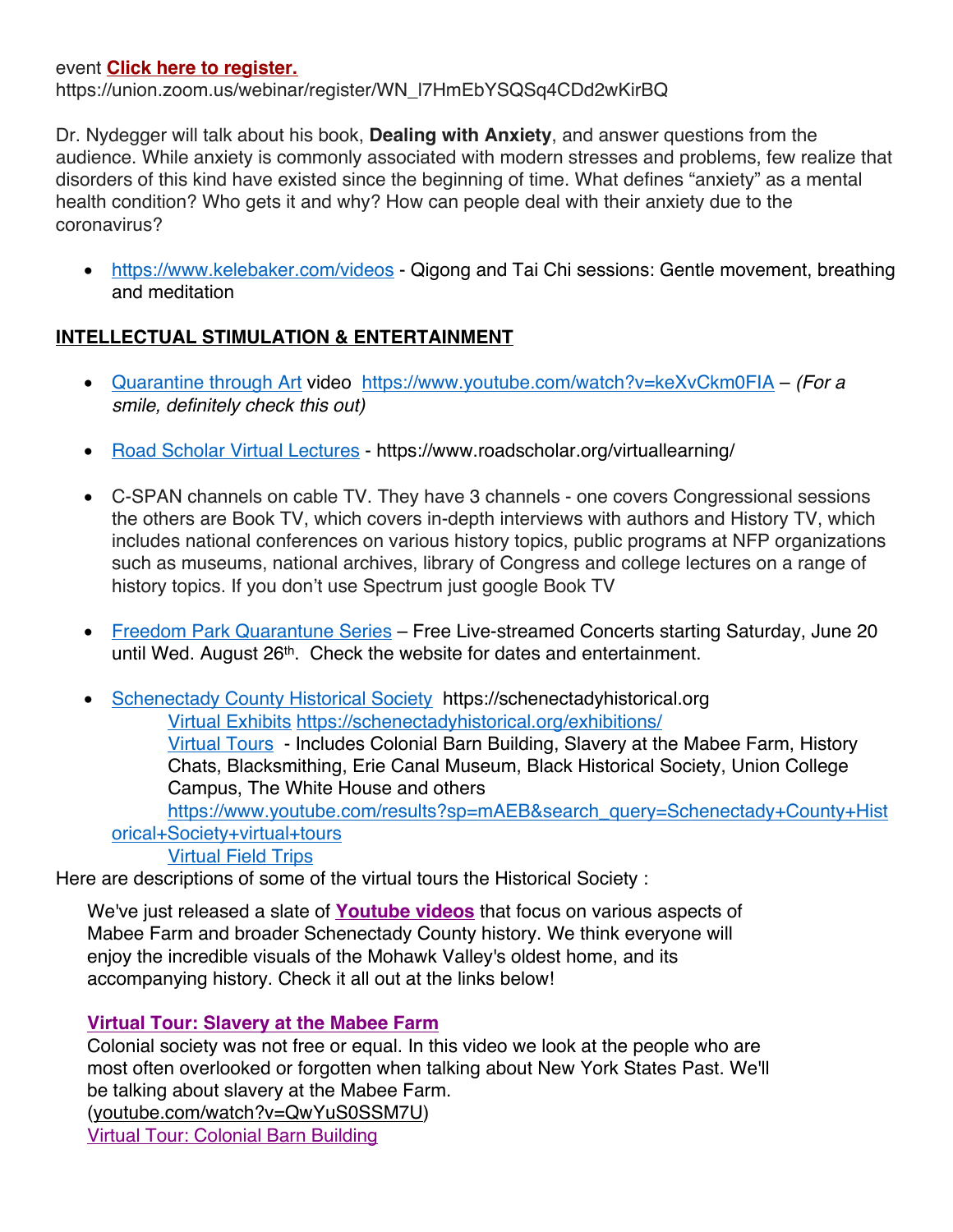event **Click here to register.**
https://union.zoom.us/webinar/register/WN_l7HmEbYSQSq4CDd2wKirBQ

Dr. Nydegger will talk about his book, **Dealing with Anxiety**, and answer questions from the audience. While anxiety is commonly associated with modern stresses and problems, few realize that disorders of this kind have existed since the beginning of time. What defines "anxiety" as a mental health condition? Who gets it and why? How can people deal with their anxiety due to the coronavirus?

- https://www.kelebaker.com/videos - Qigong and Tai Chi sessions: Gentle movement, breathing and meditation

## INTELLECTUAL STIMULATION & ENTERTAINMENT

- Quarantine through Art video https://www.youtube.com/watch?v=keXvCkm0FIA – *(For a smile, definitely check this out)*

- Road Scholar Virtual Lectures - https://www.roadscholar.org/virtuallearning/

- C-SPAN channels on cable TV. They have 3 channels - one covers Congressional sessions the others are Book TV, which covers in-depth interviews with authors and History TV, which includes national conferences on various history topics, public programs at NFP organizations such as museums, national archives, library of Congress and college lectures on a range of history topics. If you don't use Spectrum just google Book TV

- Freedom Park Quarantune Series – Free Live-streamed Concerts starting Saturday, June 20 until Wed. August 26th. Check the website for dates and entertainment.

- Schenectady County Historical Society https://schenectadyhistorical.org
  - Virtual Exhibits https://schenectadyhistorical.org/exhibitions/
  - Virtual Tours - Includes Colonial Barn Building, Slavery at the Mabee Farm, History Chats, Blacksmithing, Erie Canal Museum, Black Historical Society, Union College Campus, The White House and others https://www.youtube.com/results?sp=mAEB&search_query=Schenectady+County+Historical+Society+virtual+tours
  - Virtual Field Trips

Here are descriptions of some of the virtual tours the Historical Society :

> We've just released a slate of **Youtube videos** that focus on various aspects of Mabee Farm and broader Schenectady County history. We think everyone will enjoy the incredible visuals of the Mohawk Valley's oldest home, and its accompanying history. Check it all out at the links below!
>
> **Virtual Tour: Slavery at the Mabee Farm**
> Colonial society was not free or equal. In this video we look at the people who are most often overlooked or forgotten when talking about New York States Past. We'll be talking about slavery at the Mabee Farm.
> (youtube.com/watch?v=QwYuS0SSM7U)
> Virtual Tour: Colonial Barn Building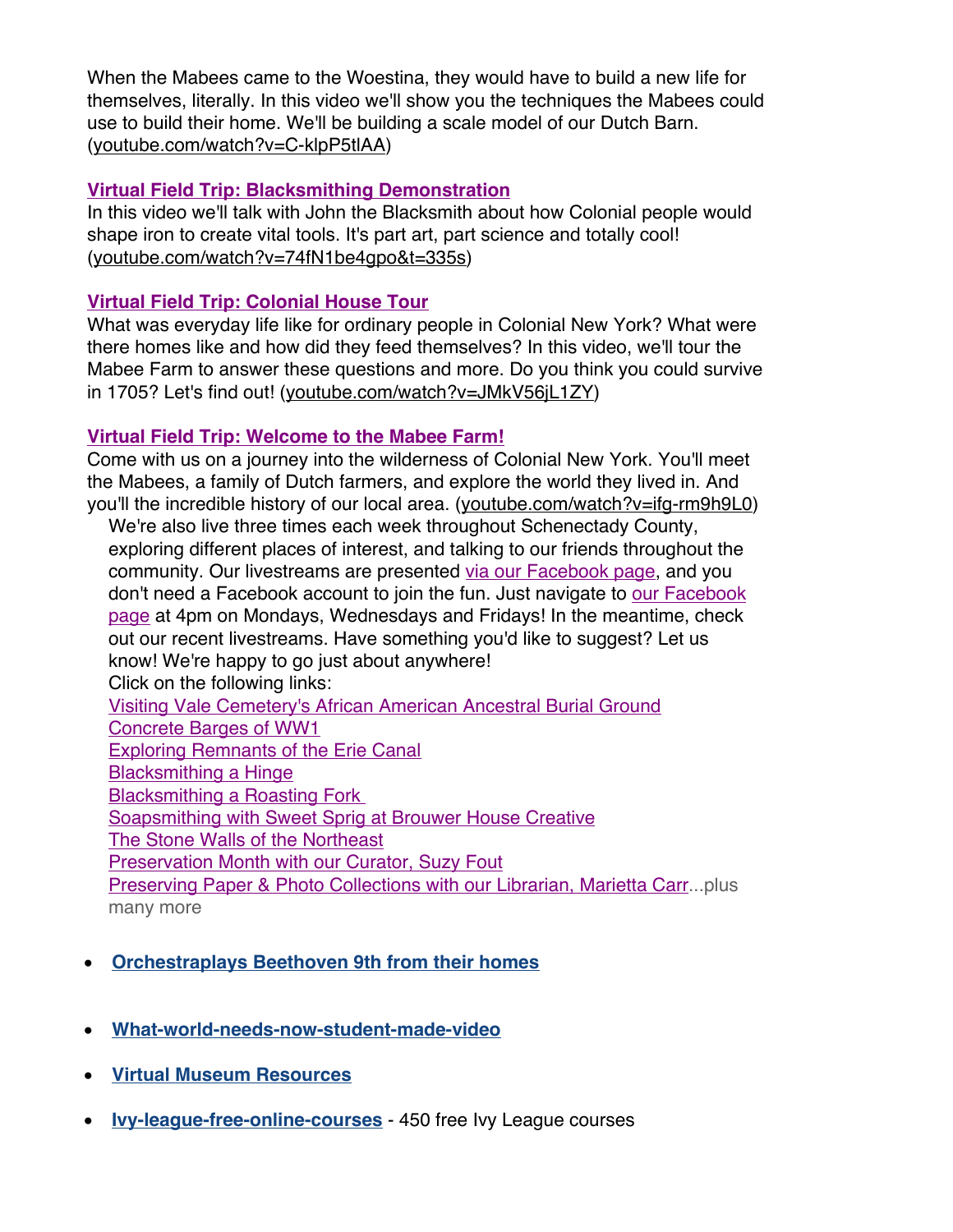When the Mabees came to the Woestina, they would have to build a new life for themselves, literally. In this video we'll show you the techniques the Mabees could use to build their home. We'll be building a scale model of our Dutch Barn. (youtube.com/watch?v=C-klpP5tlAA)

**Virtual Field Trip: Blacksmithing Demonstration**
In this video we'll talk with John the Blacksmith about how Colonial people would shape iron to create vital tools. It's part art, part science and totally cool! (youtube.com/watch?v=74fN1be4gpo&t=335s)

**Virtual Field Trip: Colonial House Tour**
What was everyday life like for ordinary people in Colonial New York? What were there homes like and how did they feed themselves? In this video, we'll tour the Mabee Farm to answer these questions and more. Do you think you could survive in 1705? Let's find out! (youtube.com/watch?v=JMkV56jL1ZY)

**Virtual Field Trip: Welcome to the Mabee Farm!**
Come with us on a journey into the wilderness of Colonial New York. You'll meet the Mabees, a family of Dutch farmers, and explore the world they lived in. And you'll the incredible history of our local area. (youtube.com/watch?v=ifg-rm9h9L0)

We're also live three times each week throughout Schenectady County, exploring different places of interest, and talking to our friends throughout the community. Our livestreams are presented via our Facebook page, and you don't need a Facebook account to join the fun. Just navigate to our Facebook page at 4pm on Mondays, Wednesdays and Fridays! In the meantime, check out our recent livestreams. Have something you'd like to suggest? Let us know! We're happy to go just about anywhere!

Click on the following links:

Visiting Vale Cemetery's African American Ancestral Burial Ground
Concrete Barges of WW1
Exploring Remnants of the Erie Canal
Blacksmithing a Hinge
Blacksmithing a Roasting Fork
Soapsmithing with Sweet Sprig at Brouwer House Creative
The Stone Walls of the Northeast
Preservation Month with our Curator, Suzy Fout
Preserving Paper & Photo Collections with our Librarian, Marietta Carr...plus many more

- **Orchestraplays Beethoven 9th from their homes**
- **What-world-needs-now-student-made-video**
- **Virtual Museum Resources**
- **Ivy-league-free-online-courses** - 450 free Ivy League courses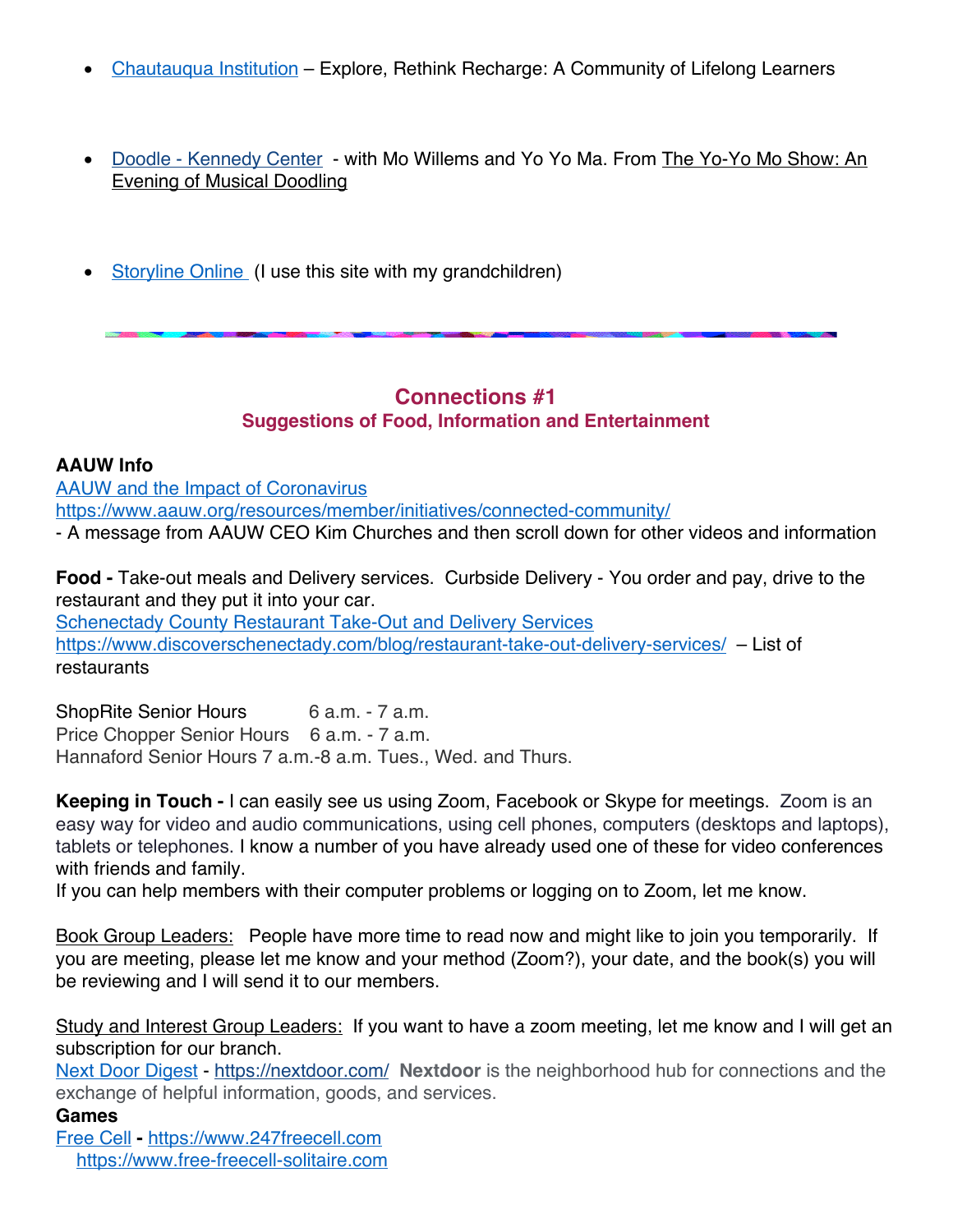- Chautauqua Institution – Explore, Rethink Recharge: A Community of Lifelong Learners

- Doodle - Kennedy Center - with Mo Willems and Yo Yo Ma. From The Yo-Yo Mo Show: An Evening of Musical Doodling

- Storyline Online (I use this site with my grandchildren)

---

## Connections #1

### Suggestions of Food, Information and Entertainment

**AAUW Info**

AAUW and the Impact of Coronavirus
https://www.aauw.org/resources/member/initiatives/connected-community/
- A message from AAUW CEO Kim Churches and then scroll down for other videos and information

**Food -** Take-out meals and Delivery services. Curbside Delivery - You order and pay, drive to the restaurant and they put it into your car.
Schenectady County Restaurant Take-Out and Delivery Services
https://www.discoverschenectady.com/blog/restaurant-take-out-delivery-services/ – List of restaurants

ShopRite Senior Hours 6 a.m. - 7 a.m.
Price Chopper Senior Hours 6 a.m. - 7 a.m.
Hannaford Senior Hours 7 a.m.-8 a.m. Tues., Wed. and Thurs.

**Keeping in Touch -** I can easily see us using Zoom, Facebook or Skype for meetings. Zoom is an easy way for video and audio communications, using cell phones, computers (desktops and laptops), tablets or telephones. I know a number of you have already used one of these for video conferences with friends and family.
If you can help members with their computer problems or logging on to Zoom, let me know.

Book Group Leaders: People have more time to read now and might like to join you temporarily. If you are meeting, please let me know and your method (Zoom?), your date, and the book(s) you will be reviewing and I will send it to our members.

Study and Interest Group Leaders: If you want to have a zoom meeting, let me know and I will get an subscription for our branch.
Next Door Digest - https://nextdoor.com/ **Nextdoor** is the neighborhood hub for connections and the exchange of helpful information, goods, and services.

**Games**

Free Cell - https://www.247freecell.com
https://www.free-freecell-solitaire.com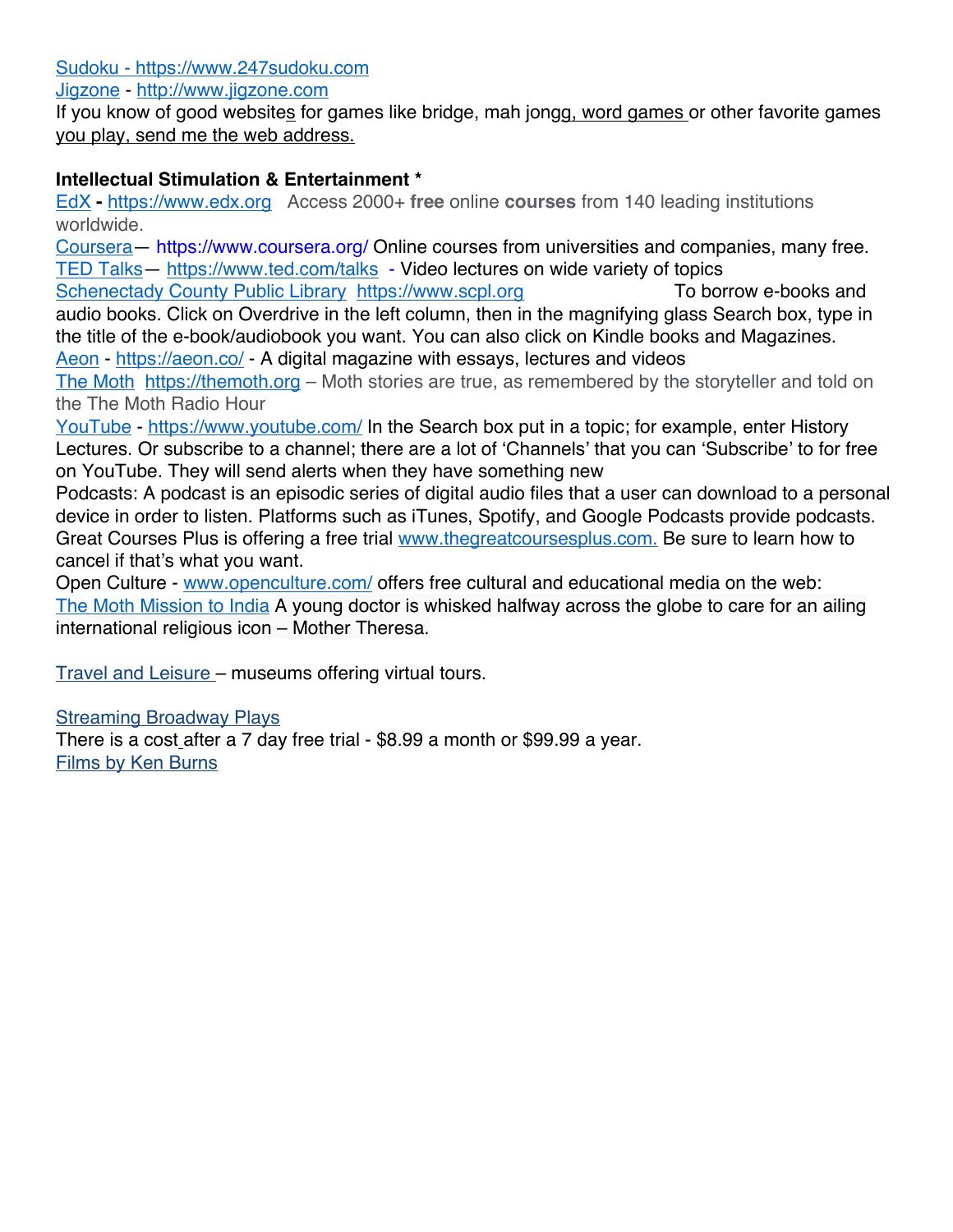Sudoku - https://www.247sudoku.com
Jigzone - http://www.jigzone.com
If you know of good websites for games like bridge, mah jongg, word games or other favorite games you play, send me the web address.

**Intellectual Stimulation & Entertainment ***

EdX **-** https://www.edx.org Access 2000+ **free** online **courses** from 140 leading institutions worldwide.
Coursera— https://www.coursera.org/ Online courses from universities and companies, many free.
TED Talks— https://www.ted.com/talks - Video lectures on wide variety of topics
Schenectady County Public Library https://www.scpl.org To borrow e-books and audio books. Click on Overdrive in the left column, then in the magnifying glass Search box, type in the title of the e-book/audiobook you want. You can also click on Kindle books and Magazines.
Aeon - https://aeon.co/ - A digital magazine with essays, lectures and videos
The Moth https://themoth.org – Moth stories are true, as remembered by the storyteller and told on the The Moth Radio Hour
YouTube - https://www.youtube.com/ In the Search box put in a topic; for example, enter History Lectures. Or subscribe to a channel; there are a lot of 'Channels' that you can 'Subscribe' to for free on YouTube. They will send alerts when they have something new
Podcasts: A podcast is an episodic series of digital audio files that a user can download to a personal device in order to listen. Platforms such as iTunes, Spotify, and Google Podcasts provide podcasts.
Great Courses Plus is offering a free trial www.thegreatcoursesplus.com. Be sure to learn how to cancel if that's what you want.
Open Culture - www.openculture.com/ offers free cultural and educational media on the web:
The Moth Mission to India A young doctor is whisked halfway across the globe to care for an ailing international religious icon – Mother Theresa.

Travel and Leisure – museums offering virtual tours.

Streaming Broadway Plays
There is a cost after a 7 day free trial - $8.99 a month or $99.99 a year.
Films by Ken Burns